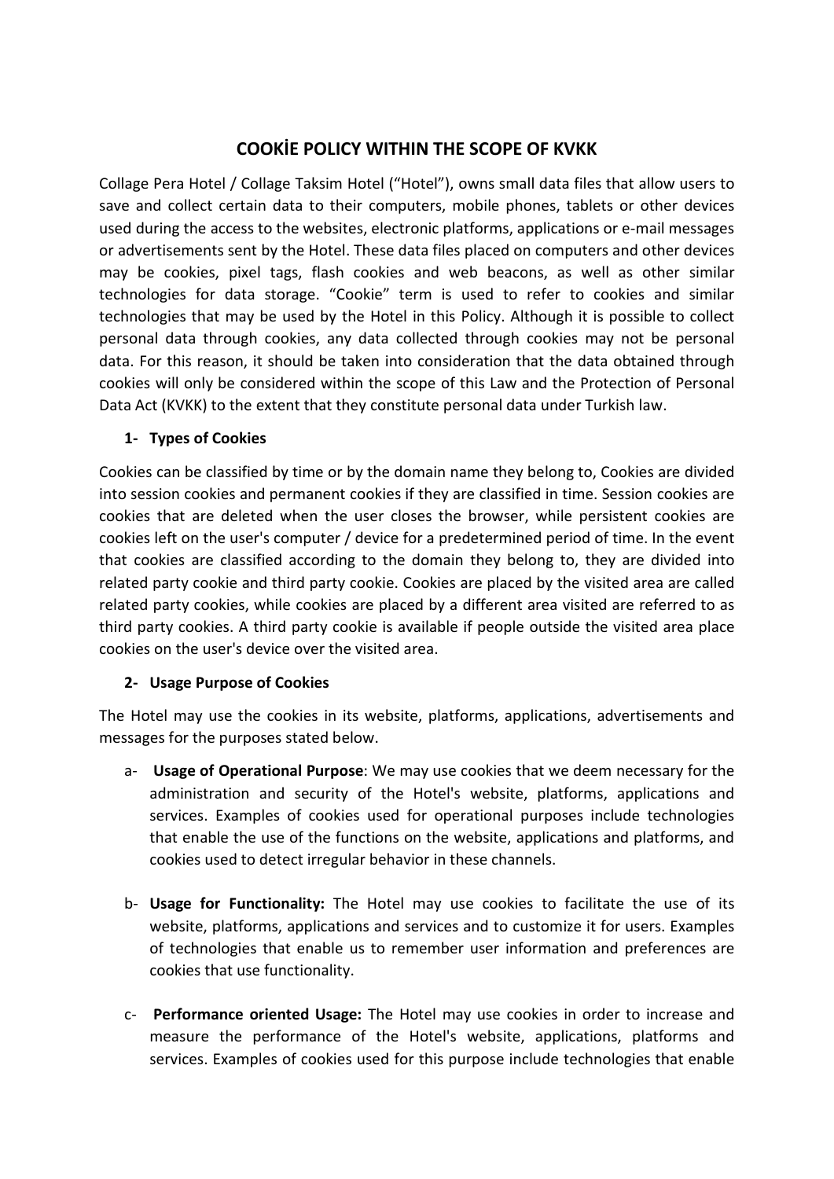# COOKİE POLICY WITHIN THE SCOPE OF KVKK

Collage Pera Hotel / Collage Taksim Hotel ("Hotel"), owns small data files that allow users to save and collect certain data to their computers, mobile phones, tablets or other devices used during the access to the websites, electronic platforms, applications or e-mail messages or advertisements sent by the Hotel. These data files placed on computers and other devices may be cookies, pixel tags, flash cookies and web beacons, as well as other similar technologies for data storage. "Cookie" term is used to refer to cookies and similar technologies that may be used by the Hotel in this Policy. Although it is possible to collect personal data through cookies, any data collected through cookies may not be personal data. For this reason, it should be taken into consideration that the data obtained through cookies will only be considered within the scope of this Law and the Protection of Personal Data Act (KVKK) to the extent that they constitute personal data under Turkish law.

## 1- Types of Cookies

Cookies can be classified by time or by the domain name they belong to, Cookies are divided into session cookies and permanent cookies if they are classified in time. Session cookies are cookies that are deleted when the user closes the browser, while persistent cookies are cookies left on the user's computer / device for a predetermined period of time. In the event that cookies are classified according to the domain they belong to, they are divided into related party cookie and third party cookie. Cookies are placed by the visited area are called related party cookies, while cookies are placed by a different area visited are referred to as third party cookies. A third party cookie is available if people outside the visited area place cookies on the user's device over the visited area.

## 2- Usage Purpose of Cookies

The Hotel may use the cookies in its website, platforms, applications, advertisements and messages for the purposes stated below.

a- **Usage of Operational Purpose**: We may use cookies that we deem necessary for the administration and security of the Hotel's website, platforms, applications and services. Examples of cookies used for operational purposes include technologies that enable the use of the functions on the website, applications and platforms, and cookies used to detect irregular behavior in these channels.

b- **Usage for Functionality:** The Hotel may use cookies to facilitate the use of its website, platforms, applications and services and to customize it for users. Examples of technologies that enable us to remember user information and preferences are cookies that use functionality.

c- **Performance oriented Usage:** The Hotel may use cookies in order to increase and measure the performance of the Hotel's website, applications, platforms and services. Examples of cookies used for this purpose include technologies that enable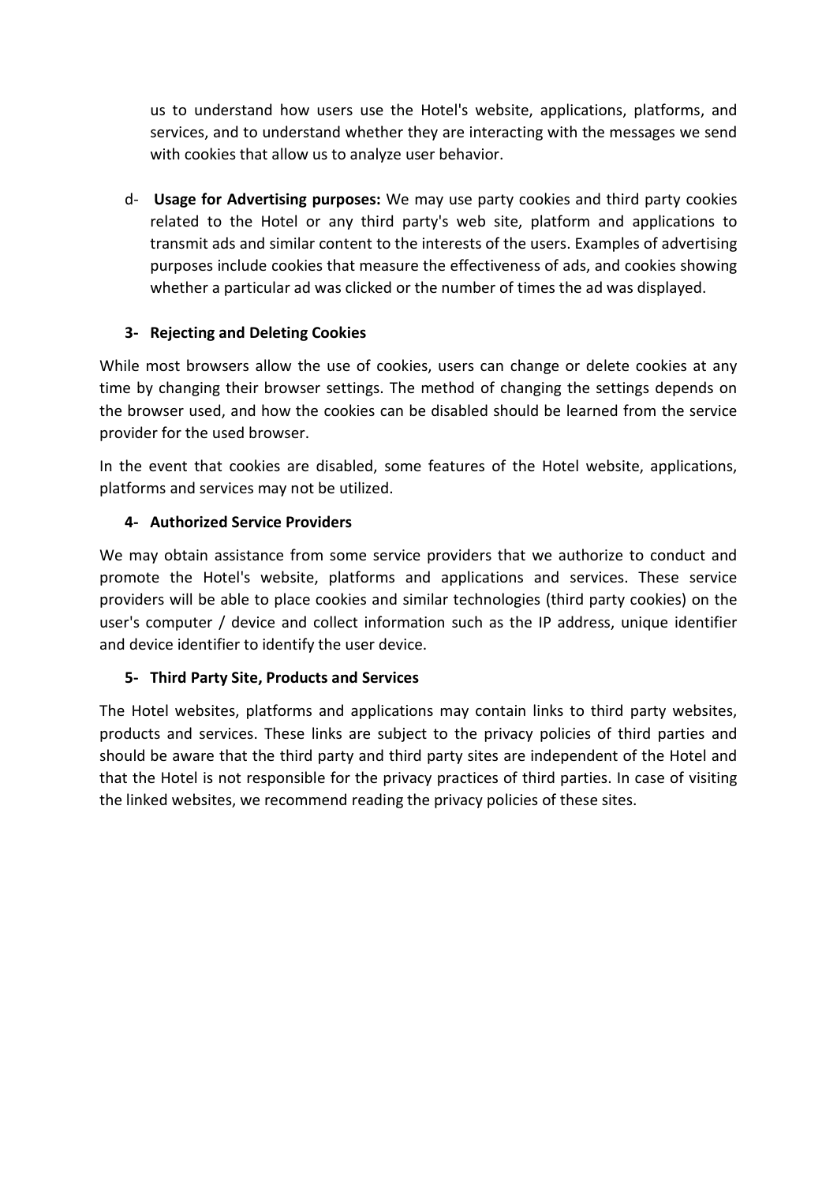us to understand how users use the Hotel's website, applications, platforms, and services, and to understand whether they are interacting with the messages we send with cookies that allow us to analyze user behavior.

d- **Usage for Advertising purposes:** We may use party cookies and third party cookies related to the Hotel or any third party's web site, platform and applications to transmit ads and similar content to the interests of the users. Examples of advertising purposes include cookies that measure the effectiveness of ads, and cookies showing whether a particular ad was clicked or the number of times the ad was displayed.

**3- Rejecting and Deleting Cookies**

While most browsers allow the use of cookies, users can change or delete cookies at any time by changing their browser settings. The method of changing the settings depends on the browser used, and how the cookies can be disabled should be learned from the service provider for the used browser.

In the event that cookies are disabled, some features of the Hotel website, applications, platforms and services may not be utilized.

**4- Authorized Service Providers**

We may obtain assistance from some service providers that we authorize to conduct and promote the Hotel's website, platforms and applications and services. These service providers will be able to place cookies and similar technologies (third party cookies) on the user's computer / device and collect information such as the IP address, unique identifier and device identifier to identify the user device.

**5- Third Party Site, Products and Services**

The Hotel websites, platforms and applications may contain links to third party websites, products and services. These links are subject to the privacy policies of third parties and should be aware that the third party and third party sites are independent of the Hotel and that the Hotel is not responsible for the privacy practices of third parties. In case of visiting the linked websites, we recommend reading the privacy policies of these sites.